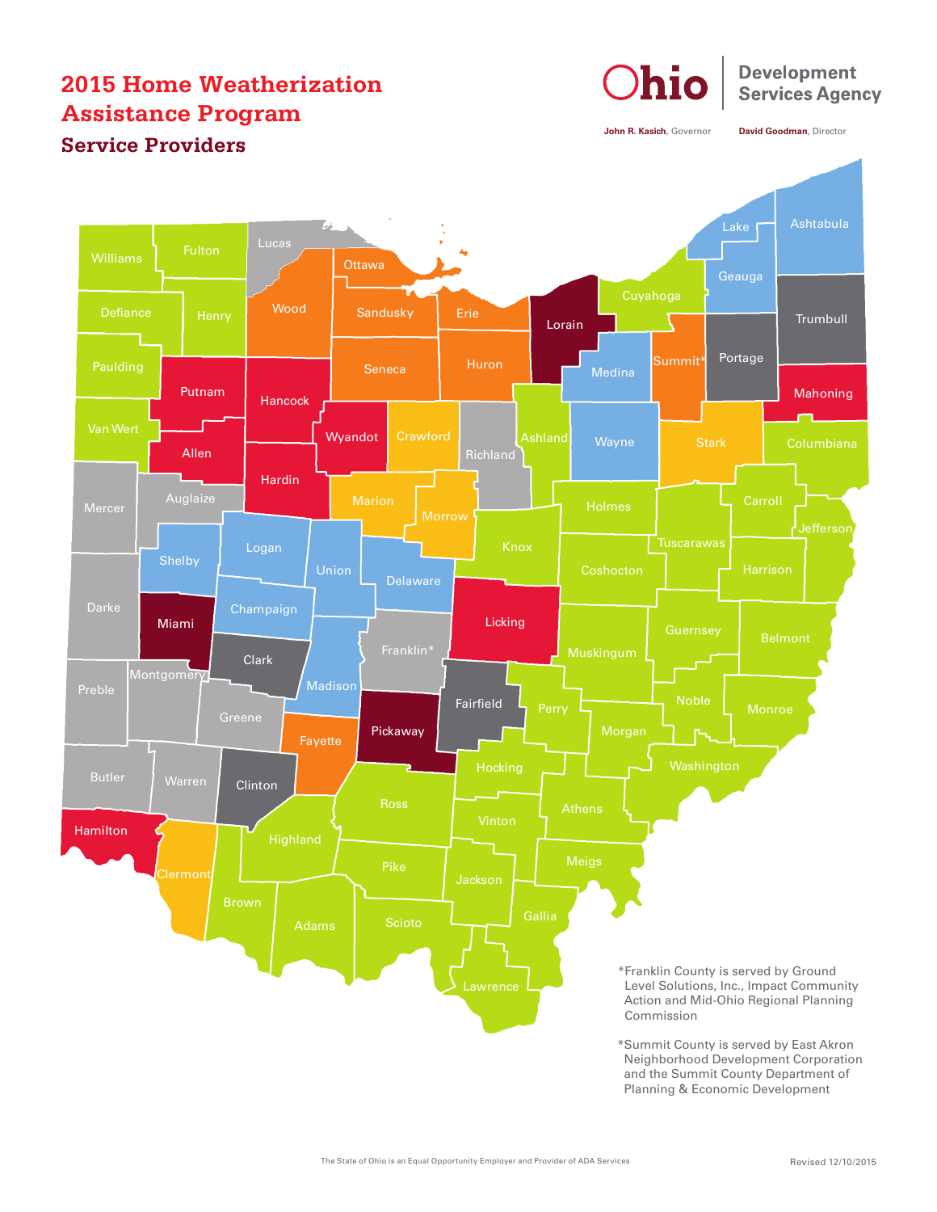# 2015 Home Weatherization Assistance Program

## Service Providers

Ohio Development Services Agency

**John R. Kasich**, Governor **David Goodman**, Director

Williams, Fulton, Lucas, Ottawa, Wood, Sandusky, Erie, Lorain, Cuyahoga, Lake, Ashtabula, Geauga, Defiance, Henry, Seneca, Huron, Medina, Summit*, Portage, Trumbull, Paulding, Putnam, Hancock, Mahoning, Van Wert, Wyandot, Crawford, Richland, Ashland, Wayne, Stark, Columbiana, Allen, Hardin, Mercer, Auglaize, Marion, Morrow, Holmes, Carroll, Jefferson, Shelby, Logan, Knox, Tuscarawas, Union, Delaware, Harrison, Coshocton, Darke, Champaign, Licking, Miami, Guernsey, Belmont, Franklin*, Muskingum, Clark, Madison, Preble, Montgomery, Noble, Fairfield, Perry, Monroe, Greene, Pickaway, Morgan, Fayette, Washington, Hocking, Butler, Warren, Clinton, Ross, Athens, Vinton, Hamilton, Highland, Meigs, Pike, Clermont, Jackson, Brown, Adams, Scioto, Gallia, Lawrence

*Franklin County is served by Ground Level Solutions, Inc., Impact Community Action and Mid-Ohio Regional Planning Commission

*Summit County is served by East Akron Neighborhood Development Corporation and the Summit County Department of Planning & Economic Development

The State of Ohio is an Equal Opportunity Employer and Provider of ADA Services

Revised 12/10/2015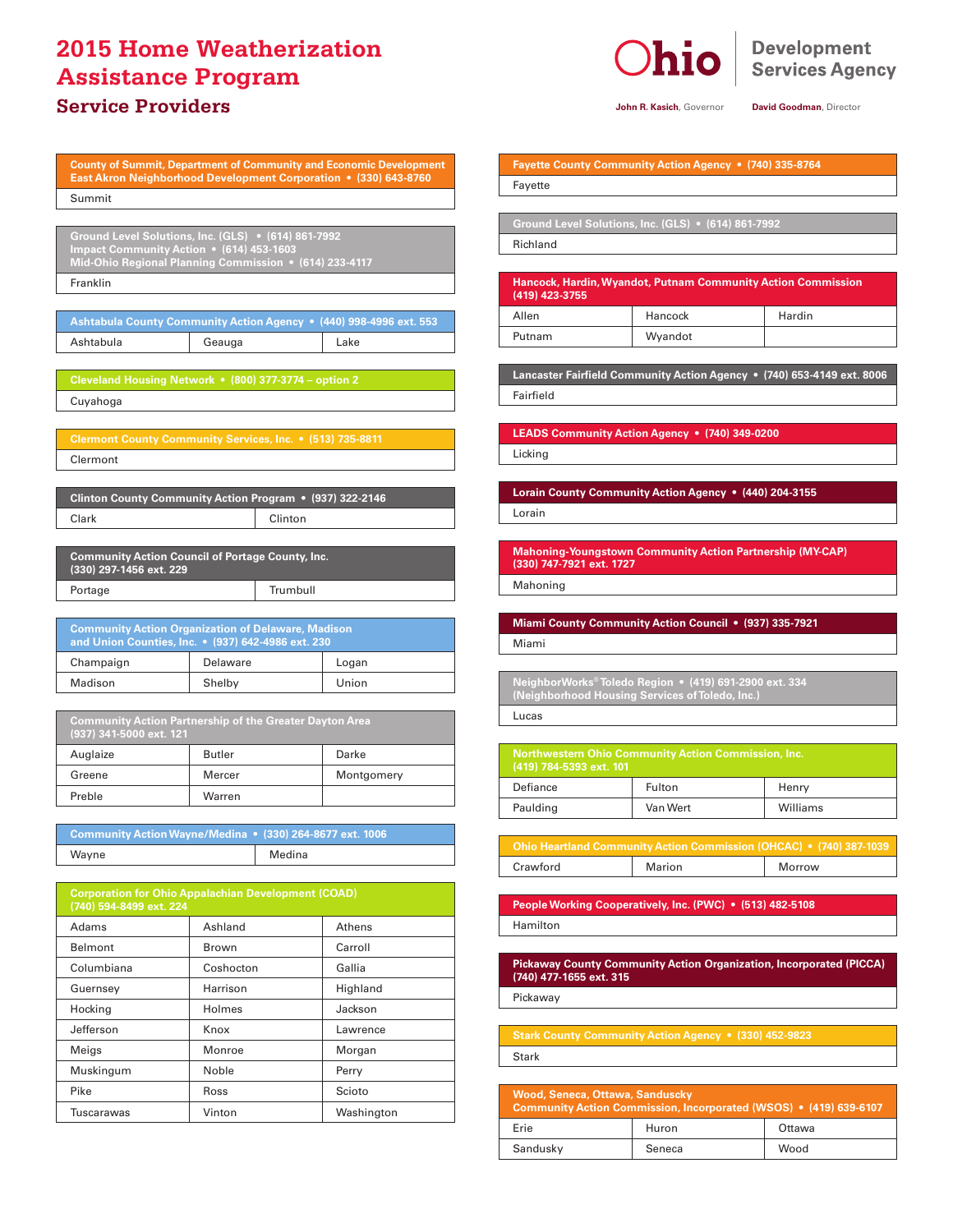# 2015 Home Weatherization Assistance Program

## Service Providers

Ohio Development Services Agency

**John R. Kasich**, Governor **David Goodman**, Director

**County of Summit, Department of Community and Economic Development**
**East Akron Neighborhood Development Corporation • (330) 643-8760**

| |
|---|
| Summit |

**Ground Level Solutions, Inc. (GLS) • (614) 861-7992**
**Impact Community Action • (614) 453-1603**
**Mid-Ohio Regional Planning Commission • (614) 233-4117**

| |
|---|
| Franklin |

**Ashtabula County Community Action Agency • (440) 998-4996 ext. 553**

| | | |
|---|---|---|
| Ashtabula | Geauga | Lake |

**Cleveland Housing Network • (800) 377-3774 – option 2**

| |
|---|
| Cuyahoga |

**Clermont County Community Services, Inc. • (513) 735-8811**

| |
|---|
| Clermont |

**Clinton County Community Action Program • (937) 322-2146**

| | |
|---|---|
| Clark | Clinton |

**Community Action Council of Portage County, Inc.**
**(330) 297-1456 ext. 229**

| | |
|---|---|
| Portage | Trumbull |

**Community Action Organization of Delaware, Madison and Union Counties, Inc. • (937) 642-4986 ext. 230**

| | | |
|---|---|---|
| Champaign | Delaware | Logan |
| Madison | Shelby | Union |

**Community Action Partnership of the Greater Dayton Area**
**(937) 341-5000 ext. 121**

| | | |
|---|---|---|
| Auglaize | Butler | Darke |
| Greene | Mercer | Montgomery |
| Preble | Warren | |

**Community Action Wayne/Medina • (330) 264-8677 ext. 1006**

| | |
|---|---|
| Wayne | Medina |

**Corporation for Ohio Appalachian Development (COAD)**
**(740) 594-8499 ext. 224**

| | | |
|---|---|---|
| Adams | Ashland | Athens |
| Belmont | Brown | Carroll |
| Columbiana | Coshocton | Gallia |
| Guernsey | Harrison | Highland |
| Hocking | Holmes | Jackson |
| Jefferson | Knox | Lawrence |
| Meigs | Monroe | Morgan |
| Muskingum | Noble | Perry |
| Pike | Ross | Scioto |
| Tuscarawas | Vinton | Washington |

**Fayette County Community Action Agency • (740) 335-8764**

| |
|---|
| Fayette |

**Ground Level Solutions, Inc. (GLS) • (614) 861-7992**

| |
|---|
| Richland |

**Hancock, Hardin, Wyandot, Putnam Community Action Commission**
**(419) 423-3755**

| | | |
|---|---|---|
| Allen | Hancock | Hardin |
| Putnam | Wyandot | |

**Lancaster Fairfield Community Action Agency • (740) 653-4149 ext. 8006**

| |
|---|
| Fairfield |

**LEADS Community Action Agency • (740) 349-0200**

| |
|---|
| Licking |

**Lorain County Community Action Agency • (440) 204-3155**

| |
|---|
| Lorain |

**Mahoning-Youngstown Community Action Partnership (MY-CAP)**
**(330) 747-7921 ext. 1727**

| |
|---|
| Mahoning |

**Miami County Community Action Council • (937) 335-7921**

| |
|---|
| Miami |

**NeighborWorks® Toledo Region • (419) 691-2900 ext. 334**
**(Neighborhood Housing Services of Toledo, Inc.)**

| |
|---|
| Lucas |

**Northwestern Ohio Community Action Commission, Inc.**
**(419) 784-5393 ext. 101**

| | | |
|---|---|---|
| Defiance | Fulton | Henry |
| Paulding | Van Wert | Williams |

**Ohio Heartland Community Action Commission (OHCAC) • (740) 387-1039**

| | | |
|---|---|---|
| Crawford | Marion | Morrow |

**People Working Cooperatively, Inc. (PWC) • (513) 482-5108**

| |
|---|
| Hamilton |

**Pickaway County Community Action Organization, Incorporated (PICCA)**
**(740) 477-1655 ext. 315**

| |
|---|
| Pickaway |

**Stark County Community Action Agency • (330) 452-9823**

| |
|---|
| Stark |

**Wood, Seneca, Ottawa, Sandusky**
**Community Action Commission, Incorporated (WSOS) • (419) 639-6107**

| | | |
|---|---|---|
| Erie | Huron | Ottawa |
| Sandusky | Seneca | Wood |